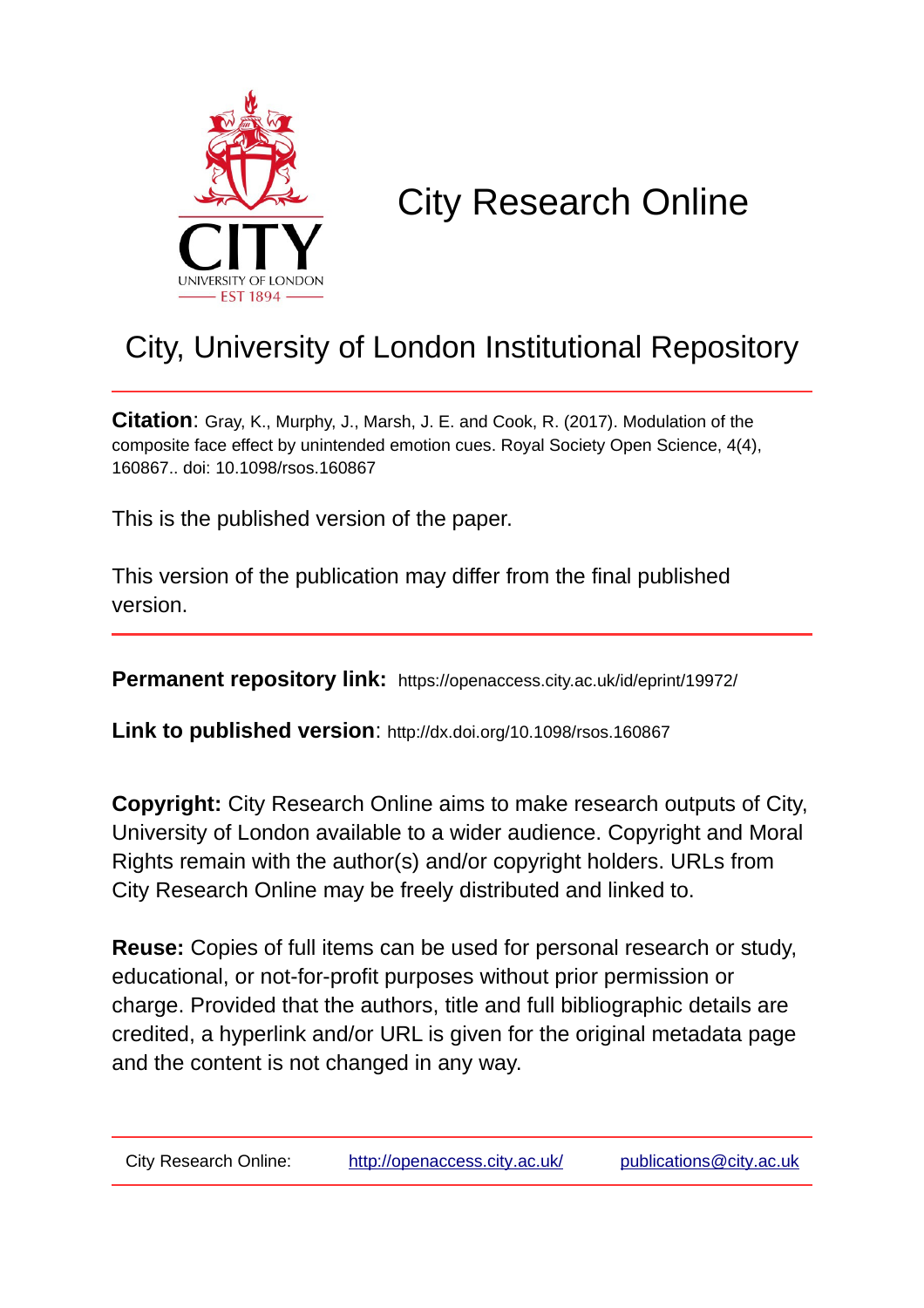# City Research Online

## City, University of London Institutional Repository

**Citation**: Gray, K., Murphy, J., Marsh, J. E. and Cook, R. (2017). Modulation of the composite face effect by unintended emotion cues. Royal Society Open Science, 4(4), 160867.. doi: 10.1098/rsos.160867

This is the published version of the paper.

This version of the publication may differ from the final published version.

**Permanent repository link:** https://openaccess.city.ac.uk/id/eprint/19972/

**Link to published version**: http://dx.doi.org/10.1098/rsos.160867

**Copyright:** City Research Online aims to make research outputs of City, University of London available to a wider audience. Copyright and Moral Rights remain with the author(s) and/or copyright holders. URLs from City Research Online may be freely distributed and linked to.

**Reuse:** Copies of full items can be used for personal research or study, educational, or not-for-profit purposes without prior permission or charge. Provided that the authors, title and full bibliographic details are credited, a hyperlink and/or URL is given for the original metadata page and the content is not changed in any way.

City Research Online: http://openaccess.city.ac.uk/ publications@city.ac.uk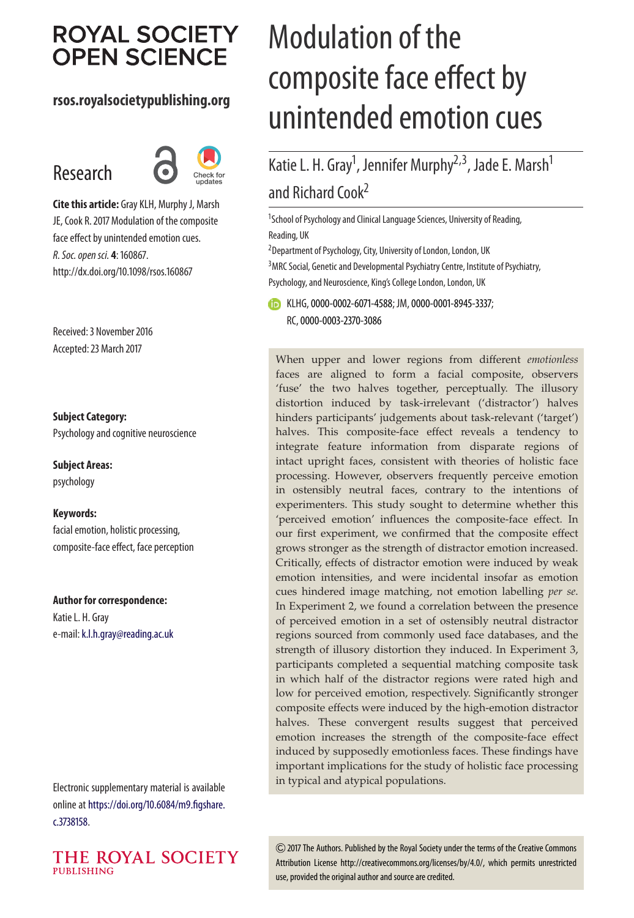# ROYAL SOCIETY OPEN SCIENCE

**rsos.royalsocietypublishing.org**

Research

**Cite this article:** Gray KLH, Murphy J, Marsh JE, Cook R. 2017 Modulation of the composite face effect by unintended emotion cues. *R. Soc. open sci.* **4**: 160867. http://dx.doi.org/10.1098/rsos.160867

Received: 3 November 2016
Accepted: 23 March 2017

**Subject Category:**
Psychology and cognitive neuroscience

**Subject Areas:**
psychology

**Keywords:**
facial emotion, holistic processing, composite-face effect, face perception

**Author for correspondence:**
Katie L. H. Gray
e-mail: k.l.h.gray@reading.ac.uk

Electronic supplementary material is available online at https://doi.org/10.6084/m9.figshare.c.3738158.

# Modulation of the composite face effect by unintended emotion cues

Katie L. H. Gray[1], Jennifer Murphy[2,3], Jade E. Marsh[1] and Richard Cook[2]

[1]School of Psychology and Clinical Language Sciences, University of Reading, Reading, UK
[2]Department of Psychology, City, University of London, London, UK
[3]MRC Social, Genetic and Developmental Psychiatry Centre, Institute of Psychiatry, Psychology, and Neuroscience, King's College London, London, UK

KLHG, 0000-0002-6071-4588; JM, 0000-0001-8945-3337; RC, 0000-0003-2370-3086

When upper and lower regions from different *emotionless* faces are aligned to form a facial composite, observers 'fuse' the two halves together, perceptually. The illusory distortion induced by task-irrelevant ('distractor') halves hinders participants' judgements about task-relevant ('target') halves. This composite-face effect reveals a tendency to integrate feature information from disparate regions of intact upright faces, consistent with theories of holistic face processing. However, observers frequently perceive emotion in ostensibly neutral faces, contrary to the intentions of experimenters. This study sought to determine whether this 'perceived emotion' influences the composite-face effect. In our first experiment, we confirmed that the composite effect grows stronger as the strength of distractor emotion increased. Critically, effects of distractor emotion were induced by weak emotion intensities, and were incidental insofar as emotion cues hindered image matching, not emotion labelling *per se*. In Experiment 2, we found a correlation between the presence of perceived emotion in a set of ostensibly neutral distractor regions sourced from commonly used face databases, and the strength of illusory distortion they induced. In Experiment 3, participants completed a sequential matching composite task in which half of the distractor regions were rated high and low for perceived emotion, respectively. Significantly stronger composite effects were induced by the high-emotion distractor halves. These convergent results suggest that perceived emotion increases the strength of the composite-face effect induced by supposedly emotionless faces. These findings have important implications for the study of holistic face processing in typical and atypical populations.

© 2017 The Authors. Published by the Royal Society under the terms of the Creative Commons Attribution License http://creativecommons.org/licenses/by/4.0/, which permits unrestricted use, provided the original author and source are credited.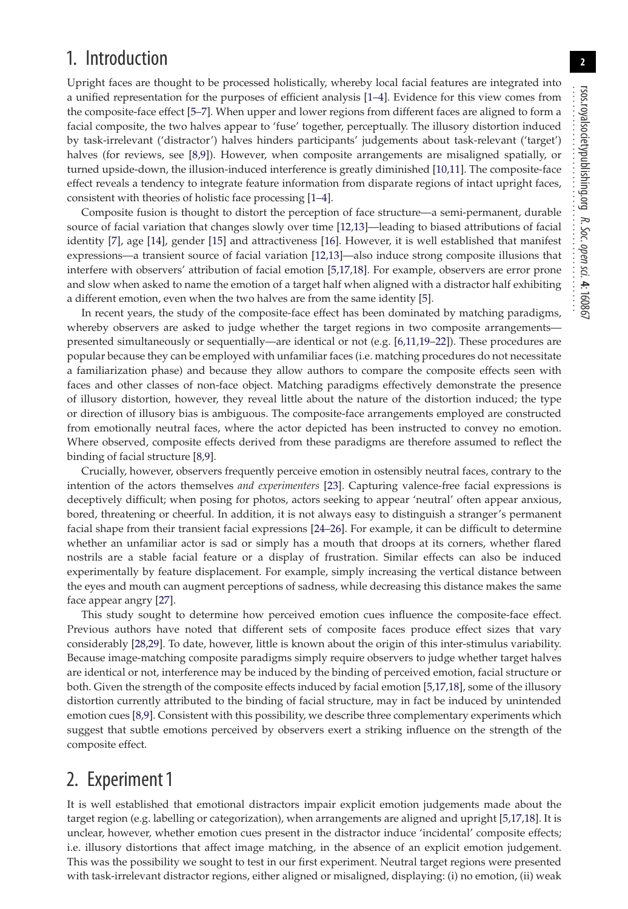# 1. Introduction

Upright faces are thought to be processed holistically, whereby local facial features are integrated into a unified representation for the purposes of efficient analysis [1–4]. Evidence for this view comes from the composite-face effect [5–7]. When upper and lower regions from different faces are aligned to form a facial composite, the two halves appear to 'fuse' together, perceptually. The illusory distortion induced by task-irrelevant ('distractor') halves hinders participants' judgements about task-relevant ('target') halves (for reviews, see [8,9]). However, when composite arrangements are misaligned spatially, or turned upside-down, the illusion-induced interference is greatly diminished [10,11]. The composite-face effect reveals a tendency to integrate feature information from disparate regions of intact upright faces, consistent with theories of holistic face processing [1–4].

Composite fusion is thought to distort the perception of face structure—a semi-permanent, durable source of facial variation that changes slowly over time [12,13]—leading to biased attributions of facial identity [7], age [14], gender [15] and attractiveness [16]. However, it is well established that manifest expressions—a transient source of facial variation [12,13]—also induce strong composite illusions that interfere with observers' attribution of facial emotion [5,17,18]. For example, observers are error prone and slow when asked to name the emotion of a target half when aligned with a distractor half exhibiting a different emotion, even when the two halves are from the same identity [5].

In recent years, the study of the composite-face effect has been dominated by matching paradigms, whereby observers are asked to judge whether the target regions in two composite arrangements—presented simultaneously or sequentially—are identical or not (e.g. [6,11,19–22]). These procedures are popular because they can be employed with unfamiliar faces (i.e. matching procedures do not necessitate a familiarization phase) and because they allow authors to compare the composite effects seen with faces and other classes of non-face object. Matching paradigms effectively demonstrate the presence of illusory distortion, however, they reveal little about the nature of the distortion induced; the type or direction of illusory bias is ambiguous. The composite-face arrangements employed are constructed from emotionally neutral faces, where the actor depicted has been instructed to convey no emotion. Where observed, composite effects derived from these paradigms are therefore assumed to reflect the binding of facial structure [8,9].

Crucially, however, observers frequently perceive emotion in ostensibly neutral faces, contrary to the intention of the actors themselves *and experimenters* [23]. Capturing valence-free facial expressions is deceptively difficult; when posing for photos, actors seeking to appear 'neutral' often appear anxious, bored, threatening or cheerful. In addition, it is not always easy to distinguish a stranger's permanent facial shape from their transient facial expressions [24–26]. For example, it can be difficult to determine whether an unfamiliar actor is sad or simply has a mouth that droops at its corners, whether flared nostrils are a stable facial feature or a display of frustration. Similar effects can also be induced experimentally by feature displacement. For example, simply increasing the vertical distance between the eyes and mouth can augment perceptions of sadness, while decreasing this distance makes the same face appear angry [27].

This study sought to determine how perceived emotion cues influence the composite-face effect. Previous authors have noted that different sets of composite faces produce effect sizes that vary considerably [28,29]. To date, however, little is known about the origin of this inter-stimulus variability. Because image-matching composite paradigms simply require observers to judge whether target halves are identical or not, interference may be induced by the binding of perceived emotion, facial structure or both. Given the strength of the composite effects induced by facial emotion [5,17,18], some of the illusory distortion currently attributed to the binding of facial structure, may in fact be induced by unintended emotion cues [8,9]. Consistent with this possibility, we describe three complementary experiments which suggest that subtle emotions perceived by observers exert a striking influence on the strength of the composite effect.

# 2. Experiment 1

It is well established that emotional distractors impair explicit emotion judgements made about the target region (e.g. labelling or categorization), when arrangements are aligned and upright [5,17,18]. It is unclear, however, whether emotion cues present in the distractor induce 'incidental' composite effects; i.e. illusory distortions that affect image matching, in the absence of an explicit emotion judgement. This was the possibility we sought to test in our first experiment. Neutral target regions were presented with task-irrelevant distractor regions, either aligned or misaligned, displaying: (i) no emotion, (ii) weak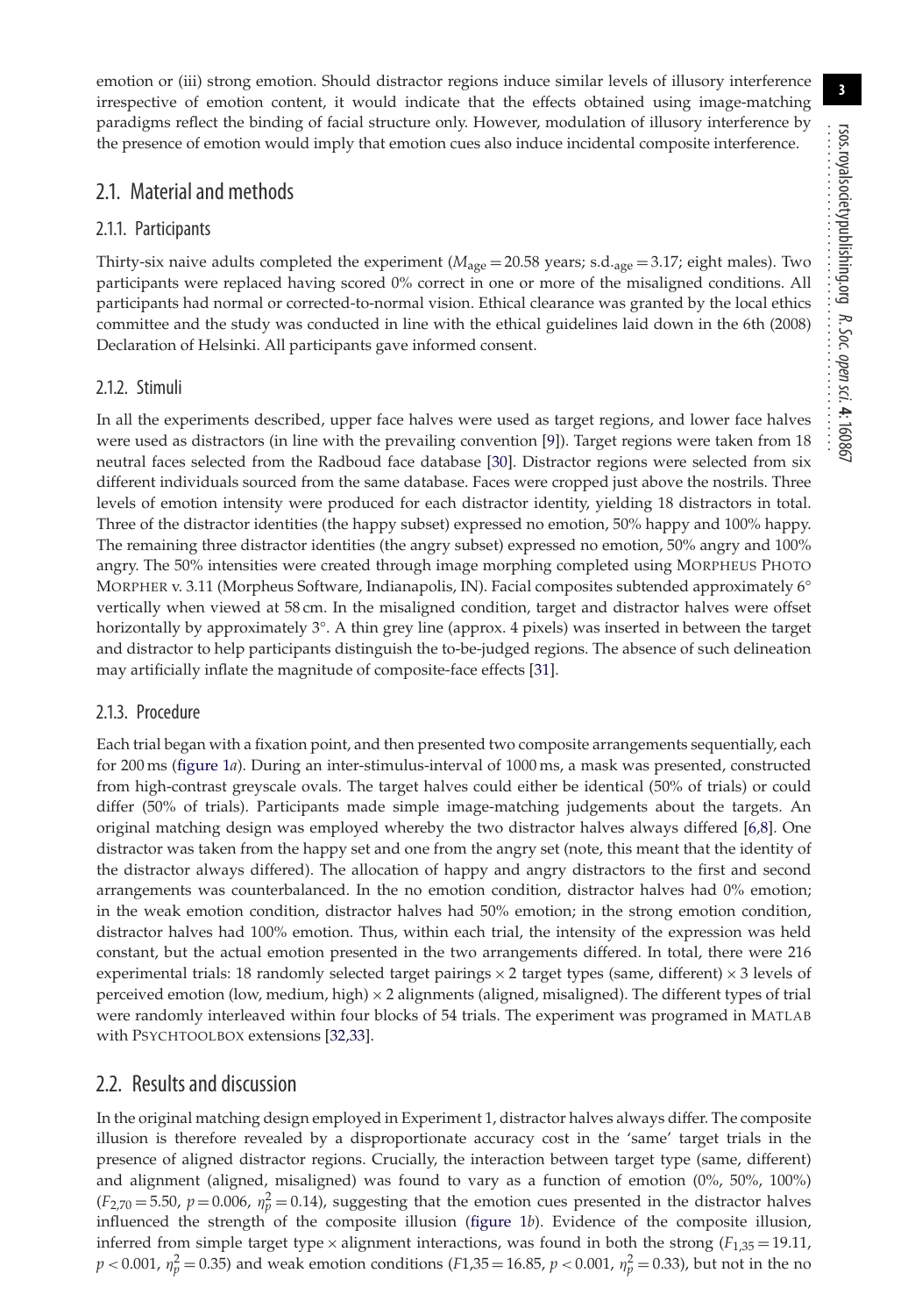emotion or (iii) strong emotion. Should distractor regions induce similar levels of illusory interference irrespective of emotion content, it would indicate that the effects obtained using image-matching paradigms reflect the binding of facial structure only. However, modulation of illusory interference by the presence of emotion would imply that emotion cues also induce incidental composite interference.

## 2.1. Material and methods

### 2.1.1. Participants

Thirty-six naive adults completed the experiment ($M_{age} = 20.58$ years; s.d.$_{age} = 3.17$; eight males). Two participants were replaced having scored 0% correct in one or more of the misaligned conditions. All participants had normal or corrected-to-normal vision. Ethical clearance was granted by the local ethics committee and the study was conducted in line with the ethical guidelines laid down in the 6th (2008) Declaration of Helsinki. All participants gave informed consent.

### 2.1.2. Stimuli

In all the experiments described, upper face halves were used as target regions, and lower face halves were used as distractors (in line with the prevailing convention [9]). Target regions were taken from 18 neutral faces selected from the Radboud face database [30]. Distractor regions were selected from six different individuals sourced from the same database. Faces were cropped just above the nostrils. Three levels of emotion intensity were produced for each distractor identity, yielding 18 distractors in total. Three of the distractor identities (the happy subset) expressed no emotion, 50% happy and 100% happy. The remaining three distractor identities (the angry subset) expressed no emotion, 50% angry and 100% angry. The 50% intensities were created through image morphing completed using MORPHEUS PHOTO MORPHER v. 3.11 (Morpheus Software, Indianapolis, IN). Facial composites subtended approximately 6° vertically when viewed at 58 cm. In the misaligned condition, target and distractor halves were offset horizontally by approximately 3°. A thin grey line (approx. 4 pixels) was inserted in between the target and distractor to help participants distinguish the to-be-judged regions. The absence of such delineation may artificially inflate the magnitude of composite-face effects [31].

### 2.1.3. Procedure

Each trial began with a fixation point, and then presented two composite arrangements sequentially, each for 200 ms (figure 1*a*). During an inter-stimulus-interval of 1000 ms, a mask was presented, constructed from high-contrast greyscale ovals. The target halves could either be identical (50% of trials) or could differ (50% of trials). Participants made simple image-matching judgements about the targets. An original matching design was employed whereby the two distractor halves always differed [6,8]. One distractor was taken from the happy set and one from the angry set (note, this meant that the identity of the distractor always differed). The allocation of happy and angry distractors to the first and second arrangements was counterbalanced. In the no emotion condition, distractor halves had 0% emotion; in the weak emotion condition, distractor halves had 50% emotion; in the strong emotion condition, distractor halves had 100% emotion. Thus, within each trial, the intensity of the expression was held constant, but the actual emotion presented in the two arrangements differed. In total, there were 216 experimental trials: 18 randomly selected target pairings × 2 target types (same, different) × 3 levels of perceived emotion (low, medium, high) × 2 alignments (aligned, misaligned). The different types of trial were randomly interleaved within four blocks of 54 trials. The experiment was programed in MATLAB with PSYCHTOOLBOX extensions [32,33].

## 2.2. Results and discussion

In the original matching design employed in Experiment 1, distractor halves always differ. The composite illusion is therefore revealed by a disproportionate accuracy cost in the 'same' target trials in the presence of aligned distractor regions. Crucially, the interaction between target type (same, different) and alignment (aligned, misaligned) was found to vary as a function of emotion (0%, 50%, 100%) ($F_{2,70} = 5.50$, $p = 0.006$, $\eta_p^2 = 0.14$), suggesting that the emotion cues presented in the distractor halves influenced the strength of the composite illusion (figure 1*b*). Evidence of the composite illusion, inferred from simple target type × alignment interactions, was found in both the strong ($F_{1,35} = 19.11$, $p < 0.001$, $\eta_p^2 = 0.35$) and weak emotion conditions ($F1{,}35 = 16.85$, $p < 0.001$, $\eta_p^2 = 0.33$), but not in the no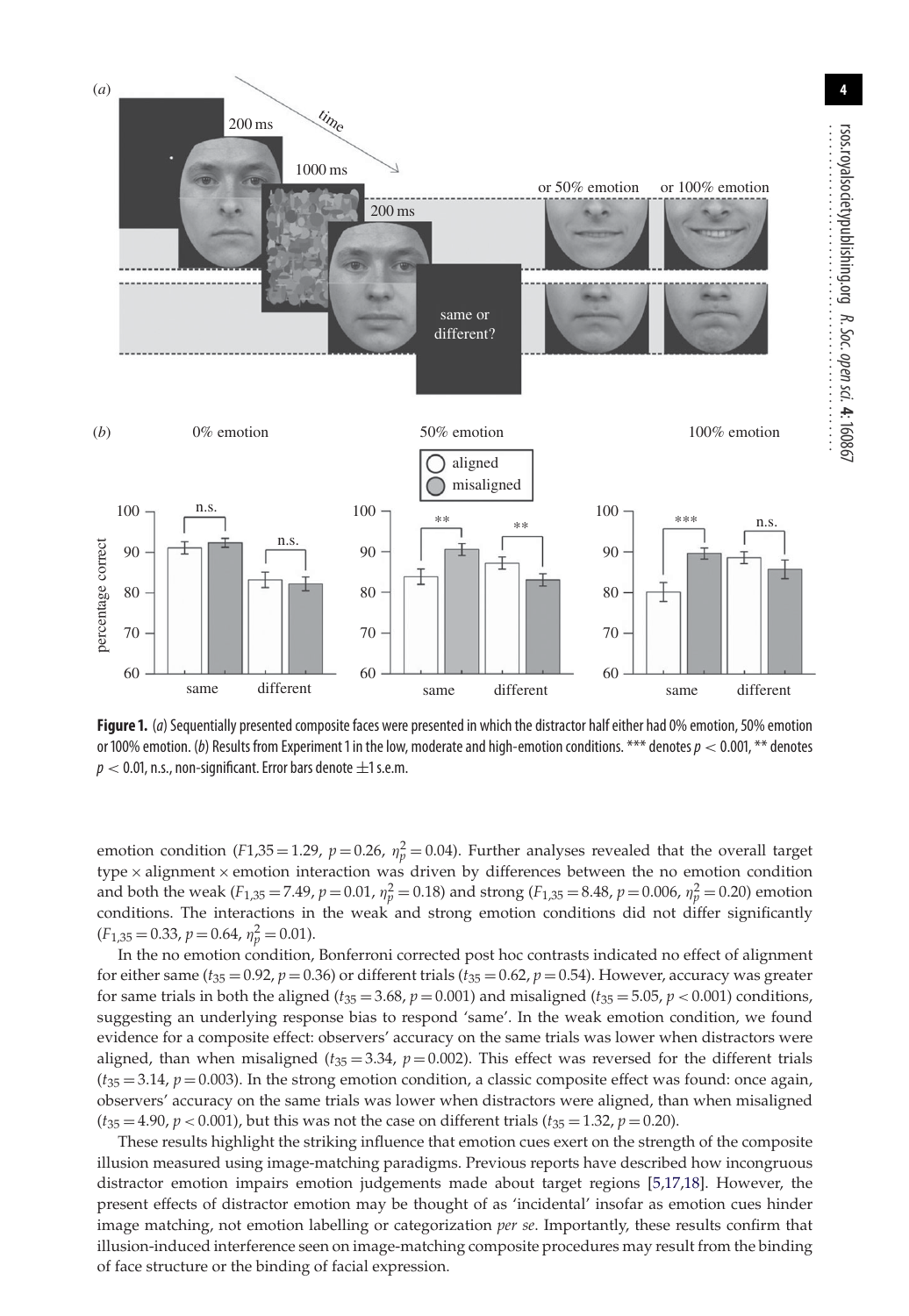Figure 1. (*a*) Sequentially presented composite faces were presented in which the distractor half either had 0% emotion, 50% emotion or 100% emotion. (*b*) Results from Experiment 1 in the low, moderate and high-emotion conditions. *** denotes $p < 0.001$, ** denotes $p < 0.01$, n.s., non-significant. Error bars denote ±1 s.e.m.

emotion condition ($F1{,}35 = 1.29$, $p = 0.26$, $\eta_p^2 = 0.04$). Further analyses revealed that the overall target type × alignment × emotion interaction was driven by differences between the no emotion condition and both the weak ($F_{1,35} = 7.49$, $p = 0.01$, $\eta_p^2 = 0.18$) and strong ($F_{1,35} = 8.48$, $p = 0.006$, $\eta_p^2 = 0.20$) emotion conditions. The interactions in the weak and strong emotion conditions did not differ significantly ($F_{1,35} = 0.33$, $p = 0.64$, $\eta_p^2 = 0.01$).

In the no emotion condition, Bonferroni corrected post hoc contrasts indicated no effect of alignment for either same ($t_{35} = 0.92$, $p = 0.36$) or different trials ($t_{35} = 0.62$, $p = 0.54$). However, accuracy was greater for same trials in both the aligned ($t_{35} = 3.68$, $p = 0.001$) and misaligned ($t_{35} = 5.05$, $p < 0.001$) conditions, suggesting an underlying response bias to respond 'same'. In the weak emotion condition, we found evidence for a composite effect: observers' accuracy on the same trials was lower when distractors were aligned, than when misaligned ($t_{35} = 3.34$, $p = 0.002$). This effect was reversed for the different trials ($t_{35} = 3.14$, $p = 0.003$). In the strong emotion condition, a classic composite effect was found: once again, observers' accuracy on the same trials was lower when distractors were aligned, than when misaligned ($t_{35} = 4.90$, $p < 0.001$), but this was not the case on different trials ($t_{35} = 1.32$, $p = 0.20$).

These results highlight the striking influence that emotion cues exert on the strength of the composite illusion measured using image-matching paradigms. Previous reports have described how incongruous distractor emotion impairs emotion judgements made about target regions [5,17,18]. However, the present effects of distractor emotion may be thought of as 'incidental' insofar as emotion cues hinder image matching, not emotion labelling or categorization *per se*. Importantly, these results confirm that illusion-induced interference seen on image-matching composite procedures may result from the binding of face structure or the binding of facial expression.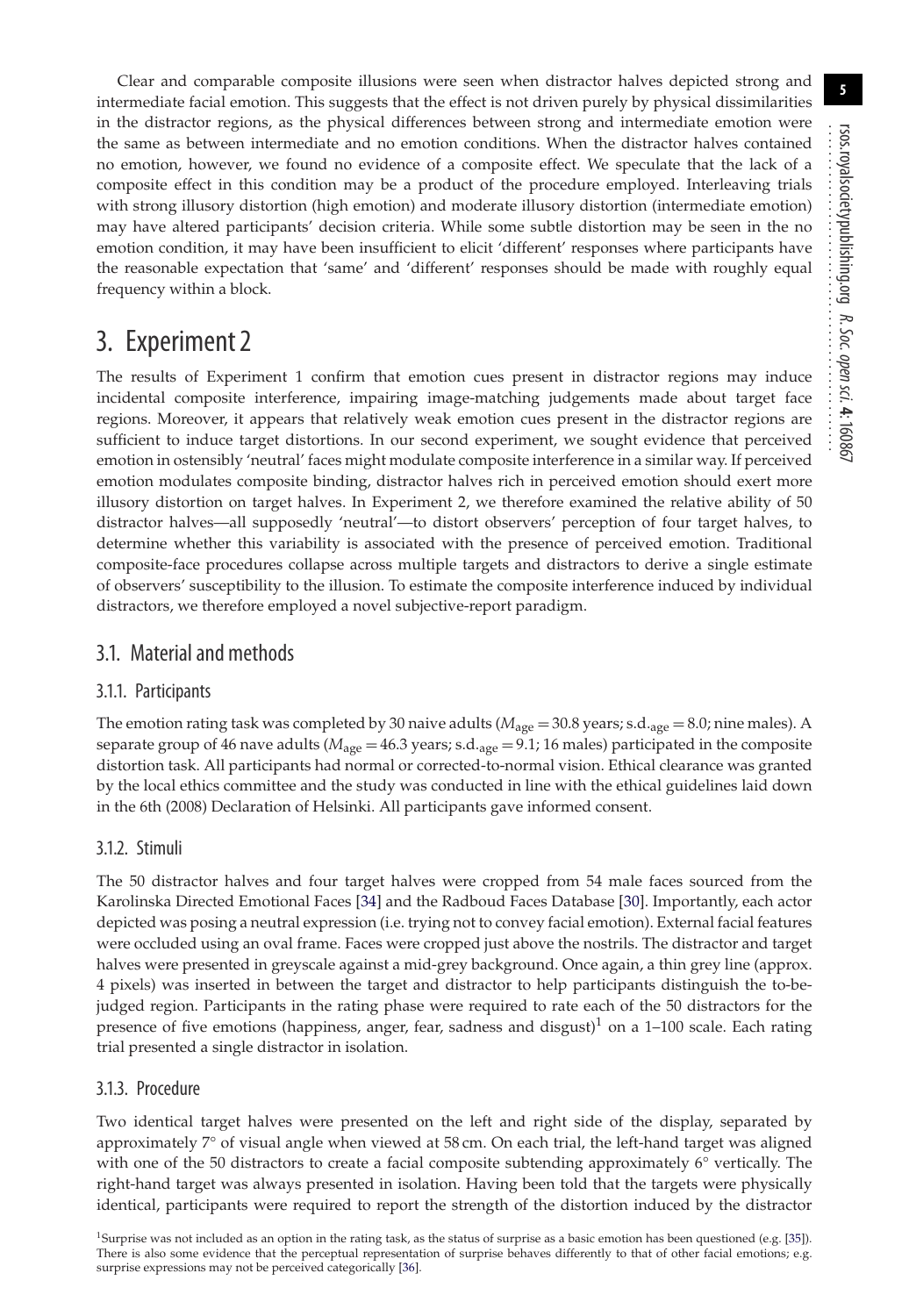Clear and comparable composite illusions were seen when distractor halves depicted strong and intermediate facial emotion. This suggests that the effect is not driven purely by physical dissimilarities in the distractor regions, as the physical differences between strong and intermediate emotion were the same as between intermediate and no emotion conditions. When the distractor halves contained no emotion, however, we found no evidence of a composite effect. We speculate that the lack of a composite effect in this condition may be a product of the procedure employed. Interleaving trials with strong illusory distortion (high emotion) and moderate illusory distortion (intermediate emotion) may have altered participants' decision criteria. While some subtle distortion may be seen in the no emotion condition, it may have been insufficient to elicit 'different' responses where participants have the reasonable expectation that 'same' and 'different' responses should be made with roughly equal frequency within a block.

# 3. Experiment 2

The results of Experiment 1 confirm that emotion cues present in distractor regions may induce incidental composite interference, impairing image-matching judgements made about target face regions. Moreover, it appears that relatively weak emotion cues present in the distractor regions are sufficient to induce target distortions. In our second experiment, we sought evidence that perceived emotion in ostensibly 'neutral' faces might modulate composite interference in a similar way. If perceived emotion modulates composite binding, distractor halves rich in perceived emotion should exert more illusory distortion on target halves. In Experiment 2, we therefore examined the relative ability of 50 distractor halves—all supposedly 'neutral'—to distort observers' perception of four target halves, to determine whether this variability is associated with the presence of perceived emotion. Traditional composite-face procedures collapse across multiple targets and distractors to derive a single estimate of observers' susceptibility to the illusion. To estimate the composite interference induced by individual distractors, we therefore employed a novel subjective-report paradigm.

## 3.1. Material and methods

### 3.1.1. Participants

The emotion rating task was completed by 30 naive adults ($M_{\text{age}} = 30.8$ years; $\text{s.d.}_{\text{age}} = 8.0$; nine males). A separate group of 46 nave adults ($M_{\text{age}} = 46.3$ years; $\text{s.d.}_{\text{age}} = 9.1$; 16 males) participated in the composite distortion task. All participants had normal or corrected-to-normal vision. Ethical clearance was granted by the local ethics committee and the study was conducted in line with the ethical guidelines laid down in the 6th (2008) Declaration of Helsinki. All participants gave informed consent.

### 3.1.2. Stimuli

The 50 distractor halves and four target halves were cropped from 54 male faces sourced from the Karolinska Directed Emotional Faces [34] and the Radboud Faces Database [30]. Importantly, each actor depicted was posing a neutral expression (i.e. trying not to convey facial emotion). External facial features were occluded using an oval frame. Faces were cropped just above the nostrils. The distractor and target halves were presented in greyscale against a mid-grey background. Once again, a thin grey line (approx. 4 pixels) was inserted in between the target and distractor to help participants distinguish the to-be-judged region. Participants in the rating phase were required to rate each of the 50 distractors for the presence of five emotions (happiness, anger, fear, sadness and disgust)[1] on a 1–100 scale. Each rating trial presented a single distractor in isolation.

### 3.1.3. Procedure

Two identical target halves were presented on the left and right side of the display, separated by approximately 7° of visual angle when viewed at 58 cm. On each trial, the left-hand target was aligned with one of the 50 distractors to create a facial composite subtending approximately 6° vertically. The right-hand target was always presented in isolation. Having been told that the targets were physically identical, participants were required to report the strength of the distortion induced by the distractor

[1]Surprise was not included as an option in the rating task, as the status of surprise as a basic emotion has been questioned (e.g. [35]). There is also some evidence that the perceptual representation of surprise behaves differently to that of other facial emotions; e.g. surprise expressions may not be perceived categorically [36].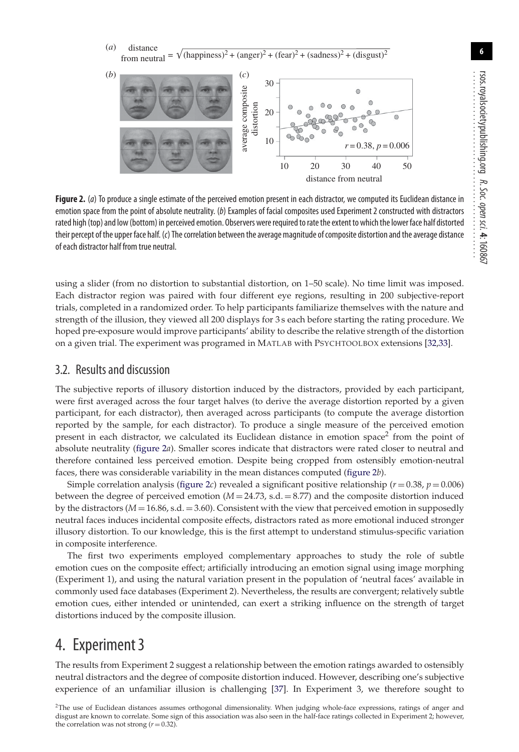(a) distance from neutral $= \sqrt{(\text{happiness})^2 + (\text{anger})^2 + (\text{fear})^2 + (\text{sadness})^2 + (\text{disgust})^2}$

**Figure 2.** (*a*) To produce a single estimate of the perceived emotion present in each distractor, we computed its Euclidean distance in emotion space from the point of absolute neutrality. (*b*) Examples of facial composites used Experiment 2 constructed with distractors rated high (top) and low (bottom) in perceived emotion. Observers were required to rate the extent to which the lower face half distorted their percept of the upper face half. (*c*) The correlation between the average magnitude of composite distortion and the average distance of each distractor half from true neutral.

using a slider (from no distortion to substantial distortion, on 1–50 scale). No time limit was imposed. Each distractor region was paired with four different eye regions, resulting in 200 subjective-report trials, completed in a randomized order. To help participants familiarize themselves with the nature and strength of the illusion, they viewed all 200 displays for 3 s each before starting the rating procedure. We hoped pre-exposure would improve participants' ability to describe the relative strength of the distortion on a given trial. The experiment was programed in MATLAB with PSYCHTOOLBOX extensions [32,33].

## 3.2. Results and discussion

The subjective reports of illusory distortion induced by the distractors, provided by each participant, were first averaged across the four target halves (to derive the average distortion reported by a given participant, for each distractor), then averaged across participants (to compute the average distortion reported by the sample, for each distractor). To produce a single measure of the perceived emotion present in each distractor, we calculated its Euclidean distance in emotion space[2] from the point of absolute neutrality (figure 2*a*). Smaller scores indicate that distractors were rated closer to neutral and therefore contained less perceived emotion. Despite being cropped from ostensibly emotion-neutral faces, there was considerable variability in the mean distances computed (figure 2*b*).

Simple correlation analysis (figure 2*c*) revealed a significant positive relationship ($r = 0.38$, $p = 0.006$) between the degree of perceived emotion ($M = 24.73$, s.d. $= 8.77$) and the composite distortion induced by the distractors ($M = 16.86$, s.d. $= 3.60$). Consistent with the view that perceived emotion in supposedly neutral faces induces incidental composite effects, distractors rated as more emotional induced stronger illusory distortion. To our knowledge, this is the first attempt to understand stimulus-specific variation in composite interference.

The first two experiments employed complementary approaches to study the role of subtle emotion cues on the composite effect; artificially introducing an emotion signal using image morphing (Experiment 1), and using the natural variation present in the population of 'neutral faces' available in commonly used face databases (Experiment 2). Nevertheless, the results are convergent; relatively subtle emotion cues, either intended or unintended, can exert a striking influence on the strength of target distortions induced by the composite illusion.

# 4. Experiment 3

The results from Experiment 2 suggest a relationship between the emotion ratings awarded to ostensibly neutral distractors and the degree of composite distortion induced. However, describing one's subjective experience of an unfamiliar illusion is challenging [37]. In Experiment 3, we therefore sought to

[2] The use of Euclidean distances assumes orthogonal dimensionality. When judging whole-face expressions, ratings of anger and disgust are known to correlate. Some sign of this association was also seen in the half-face ratings collected in Experiment 2; however, the correlation was not strong ($r = 0.32$).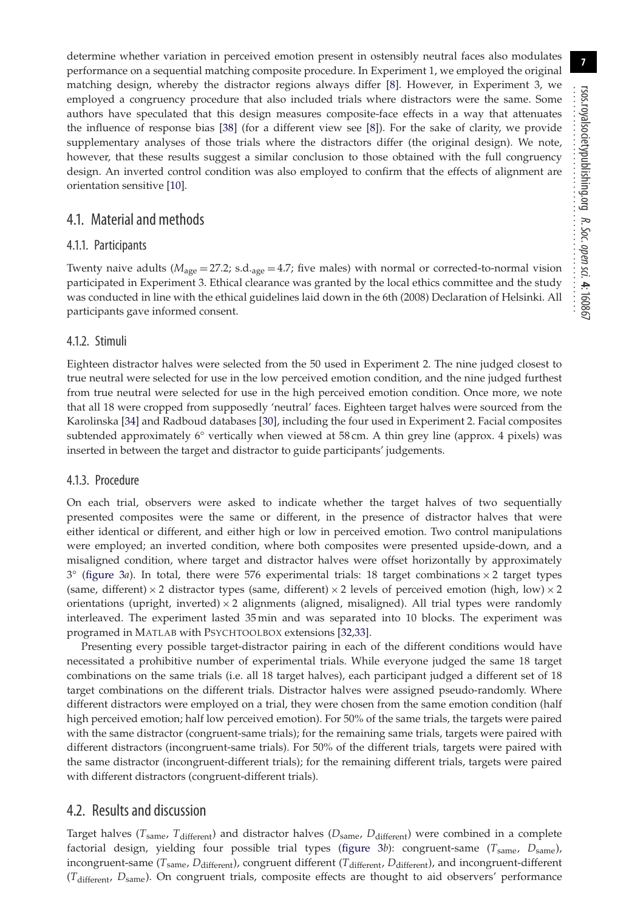determine whether variation in perceived emotion present in ostensibly neutral faces also modulates performance on a sequential matching composite procedure. In Experiment 1, we employed the original matching design, whereby the distractor regions always differ [8]. However, in Experiment 3, we employed a congruency procedure that also included trials where distractors were the same. Some authors have speculated that this design measures composite-face effects in a way that attenuates the influence of response bias [38] (for a different view see [8]). For the sake of clarity, we provide supplementary analyses of those trials where the distractors differ (the original design). We note, however, that these results suggest a similar conclusion to those obtained with the full congruency design. An inverted control condition was also employed to confirm that the effects of alignment are orientation sensitive [10].

## 4.1. Material and methods

### 4.1.1. Participants

Twenty naive adults ($M_{age} = 27.2$; $s.d._{age} = 4.7$; five males) with normal or corrected-to-normal vision participated in Experiment 3. Ethical clearance was granted by the local ethics committee and the study was conducted in line with the ethical guidelines laid down in the 6th (2008) Declaration of Helsinki. All participants gave informed consent.

### 4.1.2. Stimuli

Eighteen distractor halves were selected from the 50 used in Experiment 2. The nine judged closest to true neutral were selected for use in the low perceived emotion condition, and the nine judged furthest from true neutral were selected for use in the high perceived emotion condition. Once more, we note that all 18 were cropped from supposedly 'neutral' faces. Eighteen target halves were sourced from the Karolinska [34] and Radboud databases [30], including the four used in Experiment 2. Facial composites subtended approximately 6° vertically when viewed at 58 cm. A thin grey line (approx. 4 pixels) was inserted in between the target and distractor to guide participants' judgements.

### 4.1.3. Procedure

On each trial, observers were asked to indicate whether the target halves of two sequentially presented composites were the same or different, in the presence of distractor halves that were either identical or different, and either high or low in perceived emotion. Two control manipulations were employed; an inverted condition, where both composites were presented upside-down, and a misaligned condition, where target and distractor halves were offset horizontally by approximately 3° (figure 3*a*). In total, there were 576 experimental trials: 18 target combinations × 2 target types (same, different) × 2 distractor types (same, different) × 2 levels of perceived emotion (high, low) × 2 orientations (upright, inverted) × 2 alignments (aligned, misaligned). All trial types were randomly interleaved. The experiment lasted 35 min and was separated into 10 blocks. The experiment was programed in MATLAB with PSYCHTOOLBOX extensions [32,33].

Presenting every possible target-distractor pairing in each of the different conditions would have necessitated a prohibitive number of experimental trials. While everyone judged the same 18 target combinations on the same trials (i.e. all 18 target halves), each participant judged a different set of 18 target combinations on the different trials. Distractor halves were assigned pseudo-randomly. Where different distractors were employed on a trial, they were chosen from the same emotion condition (half high perceived emotion; half low perceived emotion). For 50% of the same trials, the targets were paired with the same distractor (congruent-same trials); for the remaining same trials, targets were paired with different distractors (incongruent-same trials). For 50% of the different trials, targets were paired with the same distractor (incongruent-different trials); for the remaining different trials, targets were paired with different distractors (congruent-different trials).

## 4.2. Results and discussion

Target halves ($T_{same}$, $T_{different}$) and distractor halves ($D_{same}$, $D_{different}$) were combined in a complete factorial design, yielding four possible trial types (figure 3*b*): congruent-same ($T_{same}$, $D_{same}$), incongruent-same ($T_{same}$, $D_{different}$), congruent different ($T_{different}$, $D_{different}$), and incongruent-different ($T_{different}$, $D_{same}$). On congruent trials, composite effects are thought to aid observers' performance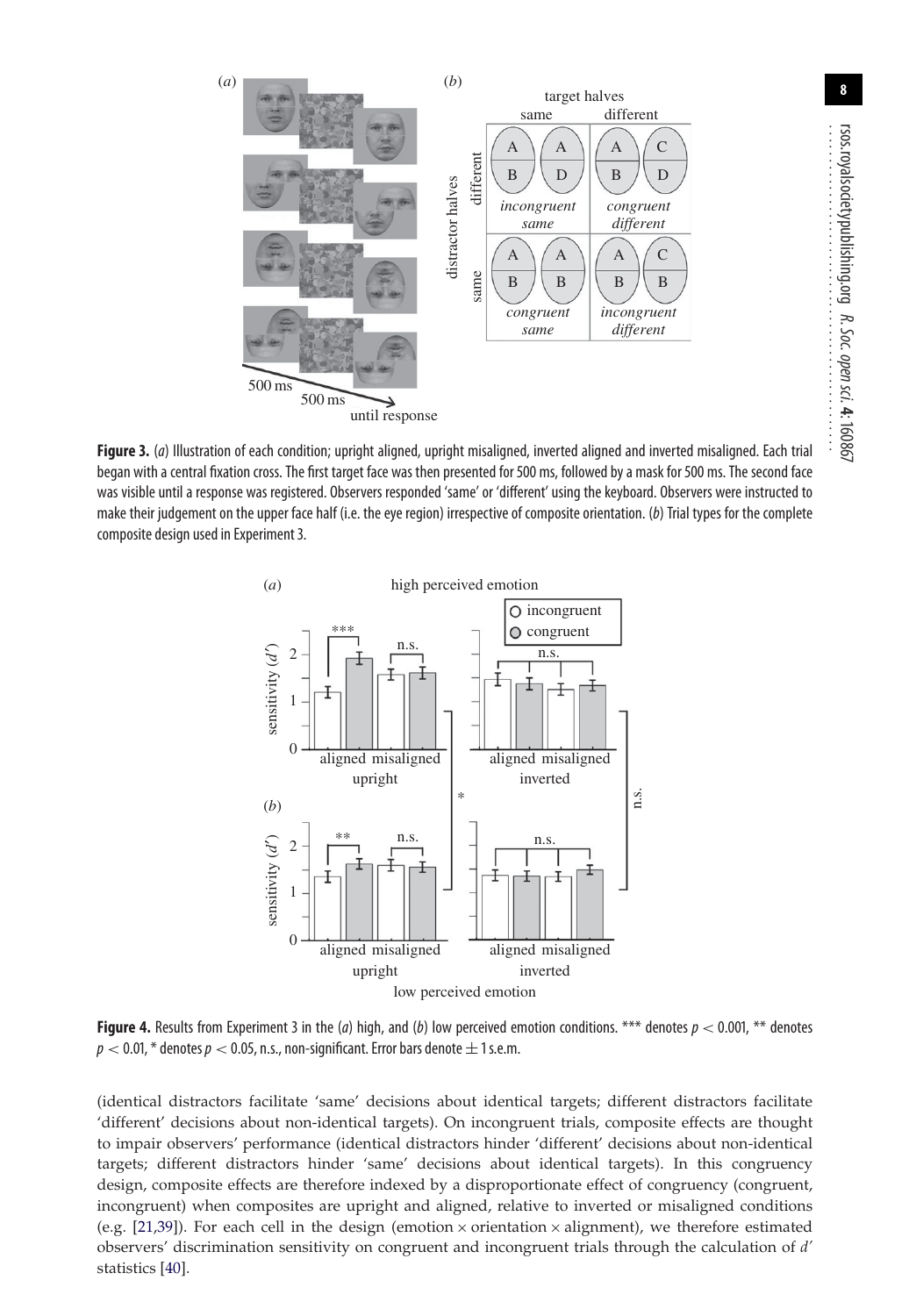**Figure 3.** (*a*) Illustration of each condition; upright aligned, upright misaligned, inverted aligned and inverted misaligned. Each trial began with a central fixation cross. The first target face was then presented for 500 ms, followed by a mask for 500 ms. The second face was visible until a response was registered. Observers responded 'same' or 'different' using the keyboard. Observers were instructed to make their judgement on the upper face half (i.e. the eye region) irrespective of composite orientation. (*b*) Trial types for the complete composite design used in Experiment 3.

**Figure 4.** Results from Experiment 3 in the (*a*) high, and (*b*) low perceived emotion conditions. *** denotes $p < 0.001$, ** denotes $p < 0.01$, * denotes $p < 0.05$, n.s., non-significant. Error bars denote $\pm 1$ s.e.m.

(identical distractors facilitate 'same' decisions about identical targets; different distractors facilitate 'different' decisions about non-identical targets). On incongruent trials, composite effects are thought to impair observers' performance (identical distractors hinder 'different' decisions about non-identical targets; different distractors hinder 'same' decisions about identical targets). In this congruency design, composite effects are therefore indexed by a disproportionate effect of congruency (congruent, incongruent) when composites are upright and aligned, relative to inverted or misaligned conditions (e.g. [21,39]). For each cell in the design (emotion $\times$ orientation $\times$ alignment), we therefore estimated observers' discrimination sensitivity on congruent and incongruent trials through the calculation of $d'$ statistics [40].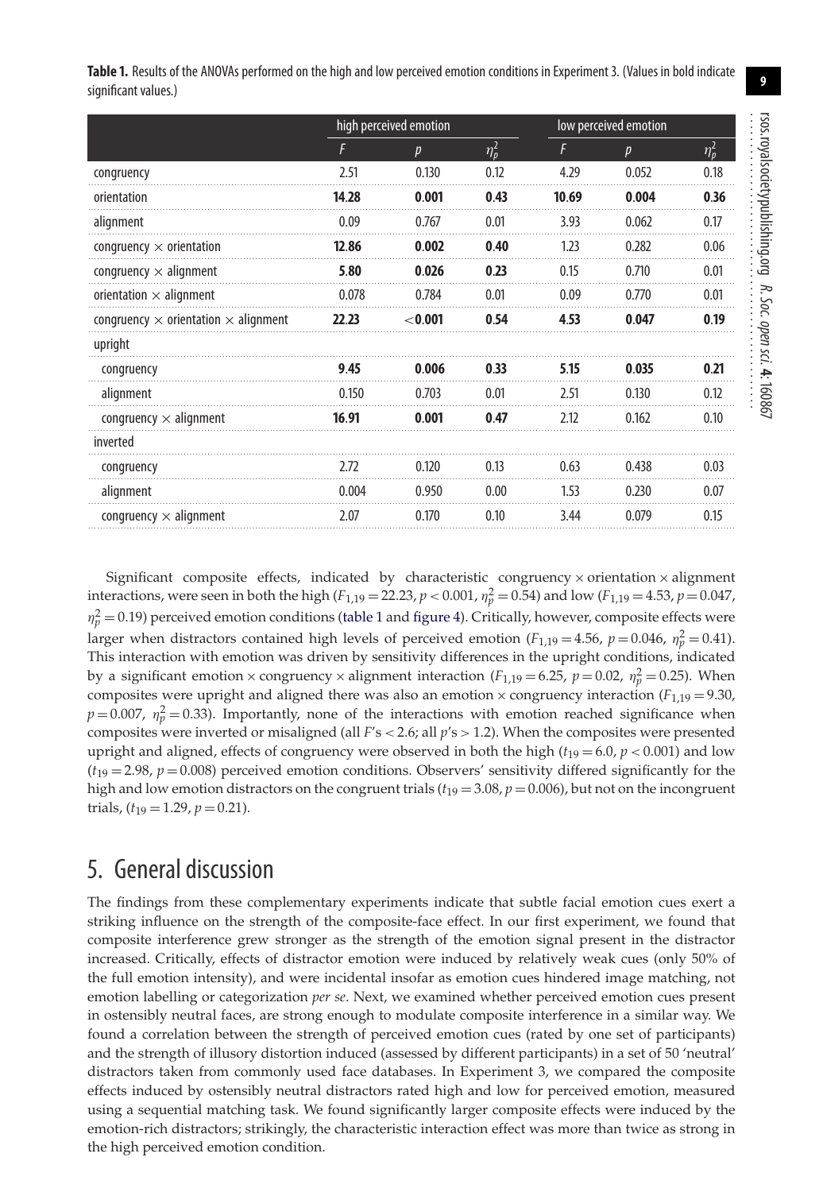**Table 1.** Results of the ANOVAs performed on the high and low perceived emotion conditions in Experiment 3. (Values in bold indicate significant values.)

| | high perceived emotion | | | low perceived emotion | | |
|---|---|---|---|---|---|---|
| | $F$ | $p$ | $\eta_p^2$ | $F$ | $p$ | $\eta_p^2$ |
| congruency | 2.51 | 0.130 | 0.12 | 4.29 | 0.052 | 0.18 |
| orientation | **14.28** | **0.001** | **0.43** | **10.69** | **0.004** | **0.36** |
| alignment | 0.09 | 0.767 | 0.01 | 3.93 | 0.062 | 0.17 |
| congruency × orientation | **12.86** | **0.002** | **0.40** | 1.23 | 0.282 | 0.06 |
| congruency × alignment | **5.80** | **0.026** | **0.23** | 0.15 | 0.710 | 0.01 |
| orientation × alignment | 0.078 | 0.784 | 0.01 | 0.09 | 0.770 | 0.01 |
| congruency × orientation × alignment | **22.23** | **<0.001** | **0.54** | **4.53** | **0.047** | **0.19** |
| upright | | | | | | |
| congruency | **9.45** | **0.006** | **0.33** | **5.15** | **0.035** | **0.21** |
| alignment | 0.150 | 0.703 | 0.01 | 2.51 | 0.130 | 0.12 |
| congruency × alignment | **16.91** | **0.001** | **0.47** | 2.12 | 0.162 | 0.10 |
| inverted | | | | | | |
| congruency | 2.72 | 0.120 | 0.13 | 0.63 | 0.438 | 0.03 |
| alignment | 0.004 | 0.950 | 0.00 | 1.53 | 0.230 | 0.07 |
| congruency × alignment | 2.07 | 0.170 | 0.10 | 3.44 | 0.079 | 0.15 |

Significant composite effects, indicated by characteristic congruency × orientation × alignment interactions, were seen in both the high ($F_{1,19} = 22.23$, $p < 0.001$, $\eta_p^2 = 0.54$) and low ($F_{1,19} = 4.53$, $p = 0.047$, $\eta_p^2 = 0.19$) perceived emotion conditions (table 1 and figure 4). Critically, however, composite effects were larger when distractors contained high levels of perceived emotion ($F_{1,19} = 4.56$, $p = 0.046$, $\eta_p^2 = 0.41$). This interaction with emotion was driven by sensitivity differences in the upright conditions, indicated by a significant emotion × congruency × alignment interaction ($F_{1,19} = 6.25$, $p = 0.02$, $\eta_p^2 = 0.25$). When composites were upright and aligned there was also an emotion × congruency interaction ($F_{1,19} = 9.30$, $p = 0.007$, $\eta_p^2 = 0.33$). Importantly, none of the interactions with emotion reached significance when composites were inverted or misaligned (all $F$'s $< 2.6$; all $p$'s $> 1.2$). When the composites were presented upright and aligned, effects of congruency were observed in both the high ($t_{19} = 6.0$, $p < 0.001$) and low ($t_{19} = 2.98$, $p = 0.008$) perceived emotion conditions. Observers' sensitivity differed significantly for the high and low emotion distractors on the congruent trials ($t_{19} = 3.08$, $p = 0.006$), but not on the incongruent trials, ($t_{19} = 1.29$, $p = 0.21$).

# 5. General discussion

The findings from these complementary experiments indicate that subtle facial emotion cues exert a striking influence on the strength of the composite-face effect. In our first experiment, we found that composite interference grew stronger as the strength of the emotion signal present in the distractor increased. Critically, effects of distractor emotion were induced by relatively weak cues (only 50% of the full emotion intensity), and were incidental insofar as emotion cues hindered image matching, not emotion labelling or categorization *per se*. Next, we examined whether perceived emotion cues present in ostensibly neutral faces, are strong enough to modulate composite interference in a similar way. We found a correlation between the strength of perceived emotion cues (rated by one set of participants) and the strength of illusory distortion induced (assessed by different participants) in a set of 50 'neutral' distractors taken from commonly used face databases. In Experiment 3, we compared the composite effects induced by ostensibly neutral distractors rated high and low for perceived emotion, measured using a sequential matching task. We found significantly larger composite effects were induced by the emotion-rich distractors; strikingly, the characteristic interaction effect was more than twice as strong in the high perceived emotion condition.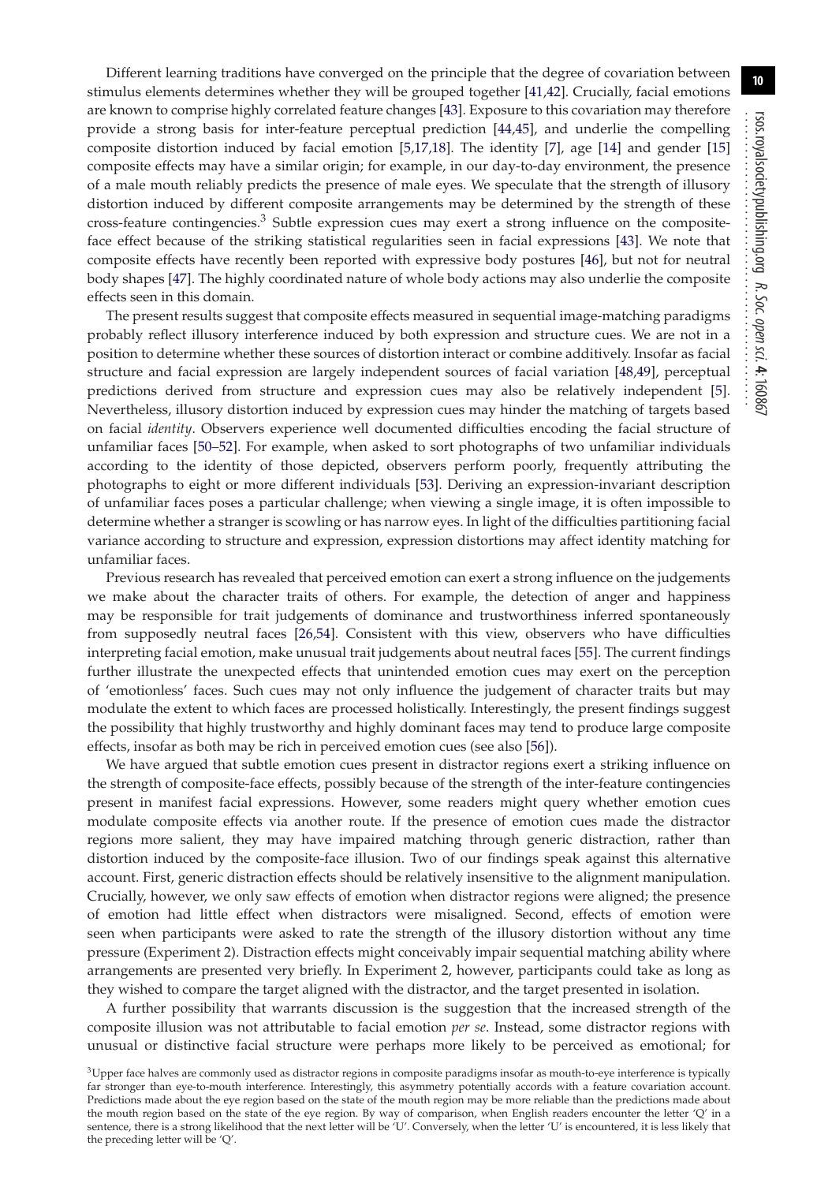Different learning traditions have converged on the principle that the degree of covariation between stimulus elements determines whether they will be grouped together [41,42]. Crucially, facial emotions are known to comprise highly correlated feature changes [43]. Exposure to this covariation may therefore provide a strong basis for inter-feature perceptual prediction [44,45], and underlie the compelling composite distortion induced by facial emotion [5,17,18]. The identity [7], age [14] and gender [15] composite effects may have a similar origin; for example, in our day-to-day environment, the presence of a male mouth reliably predicts the presence of male eyes. We speculate that the strength of illusory distortion induced by different composite arrangements may be determined by the strength of these cross-feature contingencies.[3] Subtle expression cues may exert a strong influence on the composite-face effect because of the striking statistical regularities seen in facial expressions [43]. We note that composite effects have recently been reported with expressive body postures [46], but not for neutral body shapes [47]. The highly coordinated nature of whole body actions may also underlie the composite effects seen in this domain.

The present results suggest that composite effects measured in sequential image-matching paradigms probably reflect illusory interference induced by both expression and structure cues. We are not in a position to determine whether these sources of distortion interact or combine additively. Insofar as facial structure and facial expression are largely independent sources of facial variation [48,49], perceptual predictions derived from structure and expression cues may also be relatively independent [5]. Nevertheless, illusory distortion induced by expression cues may hinder the matching of targets based on facial *identity*. Observers experience well documented difficulties encoding the facial structure of unfamiliar faces [50–52]. For example, when asked to sort photographs of two unfamiliar individuals according to the identity of those depicted, observers perform poorly, frequently attributing the photographs to eight or more different individuals [53]. Deriving an expression-invariant description of unfamiliar faces poses a particular challenge; when viewing a single image, it is often impossible to determine whether a stranger is scowling or has narrow eyes. In light of the difficulties partitioning facial variance according to structure and expression, expression distortions may affect identity matching for unfamiliar faces.

Previous research has revealed that perceived emotion can exert a strong influence on the judgements we make about the character traits of others. For example, the detection of anger and happiness may be responsible for trait judgements of dominance and trustworthiness inferred spontaneously from supposedly neutral faces [26,54]. Consistent with this view, observers who have difficulties interpreting facial emotion, make unusual trait judgements about neutral faces [55]. The current findings further illustrate the unexpected effects that unintended emotion cues may exert on the perception of 'emotionless' faces. Such cues may not only influence the judgement of character traits but may modulate the extent to which faces are processed holistically. Interestingly, the present findings suggest the possibility that highly trustworthy and highly dominant faces may tend to produce large composite effects, insofar as both may be rich in perceived emotion cues (see also [56]).

We have argued that subtle emotion cues present in distractor regions exert a striking influence on the strength of composite-face effects, possibly because of the strength of the inter-feature contingencies present in manifest facial expressions. However, some readers might query whether emotion cues modulate composite effects via another route. If the presence of emotion cues made the distractor regions more salient, they may have impaired matching through generic distraction, rather than distortion induced by the composite-face illusion. Two of our findings speak against this alternative account. First, generic distraction effects should be relatively insensitive to the alignment manipulation. Crucially, however, we only saw effects of emotion when distractor regions were aligned; the presence of emotion had little effect when distractors were misaligned. Second, effects of emotion were seen when participants were asked to rate the strength of the illusory distortion without any time pressure (Experiment 2). Distraction effects might conceivably impair sequential matching ability where arrangements are presented very briefly. In Experiment 2, however, participants could take as long as they wished to compare the target aligned with the distractor, and the target presented in isolation.

A further possibility that warrants discussion is the suggestion that the increased strength of the composite illusion was not attributable to facial emotion *per se*. Instead, some distractor regions with unusual or distinctive facial structure were perhaps more likely to be perceived as emotional; for

[3]Upper face halves are commonly used as distractor regions in composite paradigms insofar as mouth-to-eye interference is typically far stronger than eye-to-mouth interference. Interestingly, this asymmetry potentially accords with a feature covariation account. Predictions made about the eye region based on the state of the mouth region may be more reliable than the predictions made about the mouth region based on the state of the eye region. By way of comparison, when English readers encounter the letter 'Q' in a sentence, there is a strong likelihood that the next letter will be 'U'. Conversely, when the letter 'U' is encountered, it is less likely that the preceding letter will be 'Q'.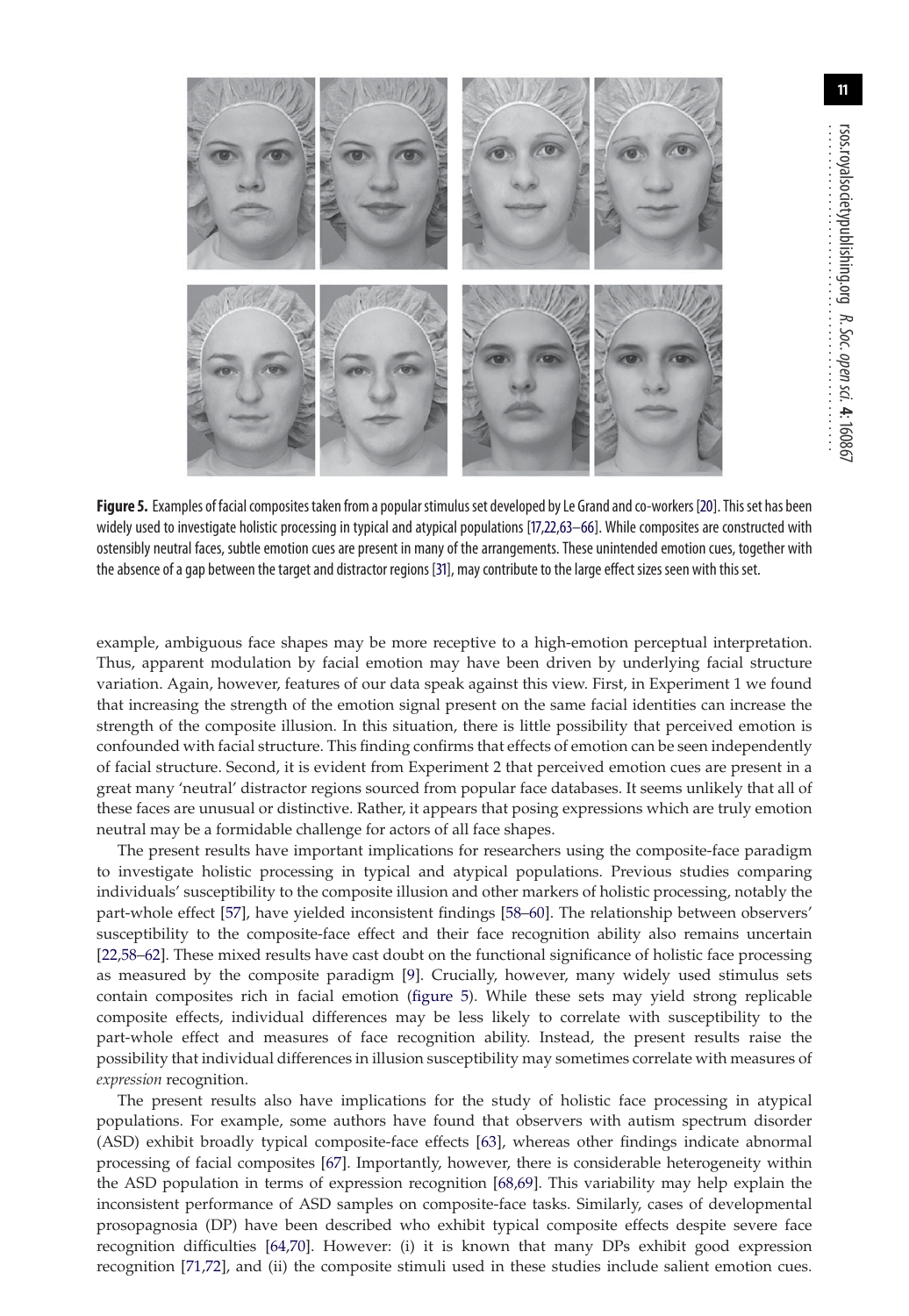**Figure 5.** Examples of facial composites taken from a popular stimulus set developed by Le Grand and co-workers [20]. This set has been widely used to investigate holistic processing in typical and atypical populations [17,22,63–66]. While composites are constructed with ostensibly neutral faces, subtle emotion cues are present in many of the arrangements. These unintended emotion cues, together with the absence of a gap between the target and distractor regions [31], may contribute to the large effect sizes seen with this set.

example, ambiguous face shapes may be more receptive to a high-emotion perceptual interpretation. Thus, apparent modulation by facial emotion may have been driven by underlying facial structure variation. Again, however, features of our data speak against this view. First, in Experiment 1 we found that increasing the strength of the emotion signal present on the same facial identities can increase the strength of the composite illusion. In this situation, there is little possibility that perceived emotion is confounded with facial structure. This finding confirms that effects of emotion can be seen independently of facial structure. Second, it is evident from Experiment 2 that perceived emotion cues are present in a great many 'neutral' distractor regions sourced from popular face databases. It seems unlikely that all of these faces are unusual or distinctive. Rather, it appears that posing expressions which are truly emotion neutral may be a formidable challenge for actors of all face shapes.

The present results have important implications for researchers using the composite-face paradigm to investigate holistic processing in typical and atypical populations. Previous studies comparing individuals' susceptibility to the composite illusion and other markers of holistic processing, notably the part-whole effect [57], have yielded inconsistent findings [58–60]. The relationship between observers' susceptibility to the composite-face effect and their face recognition ability also remains uncertain [22,58–62]. These mixed results have cast doubt on the functional significance of holistic face processing as measured by the composite paradigm [9]. Crucially, however, many widely used stimulus sets contain composites rich in facial emotion (figure 5). While these sets may yield strong replicable composite effects, individual differences may be less likely to correlate with susceptibility to the part-whole effect and measures of face recognition ability. Instead, the present results raise the possibility that individual differences in illusion susceptibility may sometimes correlate with measures of *expression* recognition.

The present results also have implications for the study of holistic face processing in atypical populations. For example, some authors have found that observers with autism spectrum disorder (ASD) exhibit broadly typical composite-face effects [63], whereas other findings indicate abnormal processing of facial composites [67]. Importantly, however, there is considerable heterogeneity within the ASD population in terms of expression recognition [68,69]. This variability may help explain the inconsistent performance of ASD samples on composite-face tasks. Similarly, cases of developmental prosopagnosia (DP) have been described who exhibit typical composite effects despite severe face recognition difficulties [64,70]. However: (i) it is known that many DPs exhibit good expression recognition [71,72], and (ii) the composite stimuli used in these studies include salient emotion cues.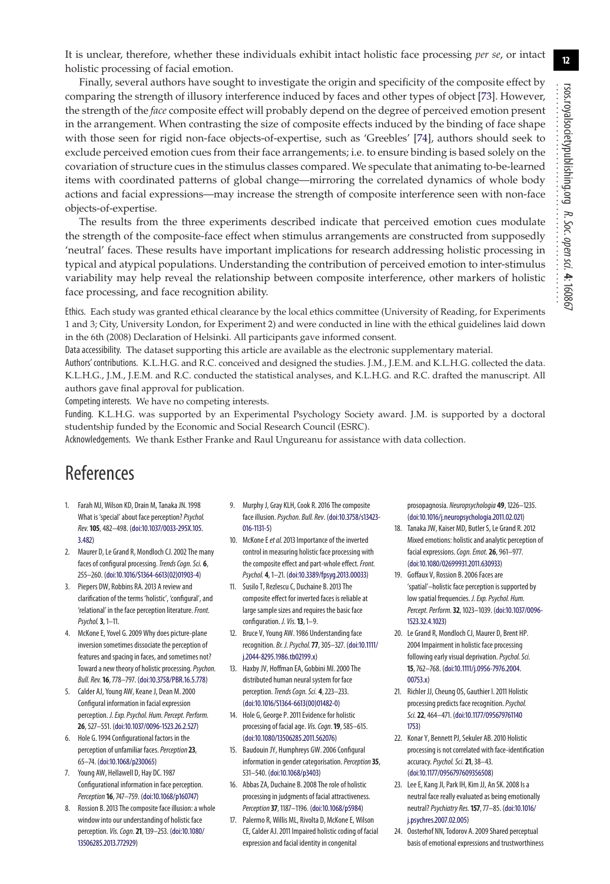It is unclear, therefore, whether these individuals exhibit intact holistic face processing *per se*, or intact holistic processing of facial emotion.

Finally, several authors have sought to investigate the origin and specificity of the composite effect by comparing the strength of illusory interference induced by faces and other types of object [73]. However, the strength of the *face* composite effect will probably depend on the degree of perceived emotion present in the arrangement. When contrasting the size of composite effects induced by the binding of face shape with those seen for rigid non-face objects-of-expertise, such as 'Greebles' [74], authors should seek to exclude perceived emotion cues from their face arrangements; i.e. to ensure binding is based solely on the covariation of structure cues in the stimulus classes compared. We speculate that animating to-be-learned items with coordinated patterns of global change—mirroring the correlated dynamics of whole body actions and facial expressions—may increase the strength of composite interference seen with non-face objects-of-expertise.

The results from the three experiments described indicate that perceived emotion cues modulate the strength of the composite-face effect when stimulus arrangements are constructed from supposedly 'neutral' faces. These results have important implications for research addressing holistic processing in typical and atypical populations. Understanding the contribution of perceived emotion to inter-stimulus variability may help reveal the relationship between composite interference, other markers of holistic face processing, and face recognition ability.

Ethics. Each study was granted ethical clearance by the local ethics committee (University of Reading, for Experiments 1 and 3; City, University London, for Experiment 2) and were conducted in line with the ethical guidelines laid down in the 6th (2008) Declaration of Helsinki. All participants gave informed consent.

Data accessibility. The dataset supporting this article are available as the electronic supplementary material.

Authors' contributions. K.L.H.G. and R.C. conceived and designed the studies. J.M., J.E.M. and K.L.H.G. collected the data. K.L.H.G., J.M., J.E.M. and R.C. conducted the statistical analyses, and K.L.H.G. and R.C. drafted the manuscript. All authors gave final approval for publication.

Competing interests. We have no competing interests.

Funding. K.L.H.G. was supported by an Experimental Psychology Society award. J.M. is supported by a doctoral studentship funded by the Economic and Social Research Council (ESRC).

Acknowledgements. We thank Esther Franke and Raul Ungureanu for assistance with data collection.

# References

1. Farah MJ, Wilson KD, Drain M, Tanaka JN. 1998 What is 'special' about face perception? *Psychol. Rev.* **105**, 482–498. (doi:10.1037/0033-295X.105.3.482)
2. Maurer D, Le Grand R, Mondloch CJ. 2002 The many faces of configural processing. *Trends Cogn. Sci.* **6**, 255–260. (doi:10.1016/S1364-6613(02)01903-4)
3. Piepers DW, Robbins RA. 2013 A review and clarification of the terms 'holistic', 'configural', and 'relational' in the face perception literature. *Front. Psychol.* **3**, 1–11.
4. McKone E, Yovel G. 2009 Why does picture-plane inversion sometimes dissociate the perception of features and spacing in faces, and sometimes not? Toward a new theory of holistic processing. *Psychon. Bull. Rev.* **16**, 778–797. (doi:10.3758/PBR.16.5.778)
5. Calder AJ, Young AW, Keane J, Dean M. 2000 Configural information in facial expression perception. *J. Exp. Psychol. Hum. Percept. Perform.* **26**, 527–551. (doi:10.1037/0096-1523.26.2.527)
6. Hole G. 1994 Configurational factors in the perception of unfamiliar faces. *Perception* **23**, 65–74. (doi:10.1068/p230065)
7. Young AW, Hellawell D, Hay DC. 1987 Configurational information in face perception. *Perception* **16**, 747–759. (doi:10.1068/p160747)
8. Rossion B. 2013 The composite face illusion: a whole window into our understanding of holistic face perception. *Vis. Cogn.* **21**, 139–253. (doi:10.1080/13506285.2013.772929)
9. Murphy J, Gray KLH, Cook R. 2016 The composite face illusion. *Psychon. Bull. Rev*. (doi:10.3758/s13423-016-1131-5)
10. McKone E *et al.* 2013 Importance of the inverted control in measuring holistic face processing with the composite effect and part-whole effect. *Front. Psychol.* **4**, 1–21. (doi:10.3389/fpsyg.2013.00033)
11. Susilo T, Rezlescu C, Duchaine B. 2013 The composite effect for inverted faces is reliable at large sample sizes and requires the basic face configuration. *J. Vis.* **13**, 1–9.
12. Bruce V, Young AW. 1986 Understanding face recognition. *Br. J. Psychol.* **77**, 305–327. (doi:10.1111/j.2044-8295.1986.tb02199.x)
13. Haxby JV, Hoffman EA, Gobbini MI. 2000 The distributed human neural system for face perception. *Trends Cogn. Sci.* **4**, 223–233. (doi:10.1016/S1364-6613(00)01482-0)
14. Hole G, George P. 2011 Evidence for holistic processing of facial age. *Vis. Cogn.* **19**, 585–615. (doi:10.1080/13506285.2011.562076)
15. Baudouin JY, Humphreys GW. 2006 Configural information in gender categorisation. *Perception* **35**, 531–540. (doi:10.1068/p3403)
16. Abbas ZA, Duchaine B. 2008 The role of holistic processing in judgments of facial attractiveness. *Perception* **37**, 1187–1196. (doi:10.1068/p5984)
17. Palermo R, Willis ML, Rivolta D, McKone E, Wilson CE, Calder AJ. 2011 Impaired holistic coding of facial expression and facial identity in congenital prosopagnosia. *Neuropsychologia* **49**, 1226–1235. (doi:10.1016/j.neuropsychologia.2011.02.021)
18. Tanaka JW, Kaiser MD, Butler S, Le Grand R. 2012 Mixed emotions: holistic and analytic perception of facial expressions. *Cogn. Emot.* **26**, 961–977. (doi:10.1080/02699931.2011.630933)
19. Goffaux V, Rossion B. 2006 Faces are 'spatial'–holistic face perception is supported by low spatial frequencies. *J. Exp. Psychol. Hum. Percept. Perform.* **32**, 1023–1039. (doi:10.1037/0096-1523.32.4.1023)
20. Le Grand R, Mondloch CJ, Maurer D, Brent HP. 2004 Impairment in holistic face processing following early visual deprivation. *Psychol. Sci.* **15**, 762–768. (doi:10.1111/j.0956-7976.2004.00753.x)
21. Richler JJ, Cheung OS, Gauthier I. 2011 Holistic processing predicts face recognition. *Psychol. Sci.* **22**, 464–471. (doi:10.1177/0956797611401753)
22. Konar Y, Bennett PJ, Sekuler AB. 2010 Holistic processing is not correlated with face-identification accuracy. *Psychol. Sci.* **21**, 38–43. (doi:10.1177/0956797609356508)
23. Lee E, Kang JI, Park IH, Kim JJ, An SK. 2008 Is a neutral face really evaluated as being emotionally neutral? *Psychiatry Res.* **157**, 77–85. (doi:10.1016/j.psychres.2007.02.005)
24. Oosterhof NN, Todorov A. 2009 Shared perceptual basis of emotional expressions and trustworthiness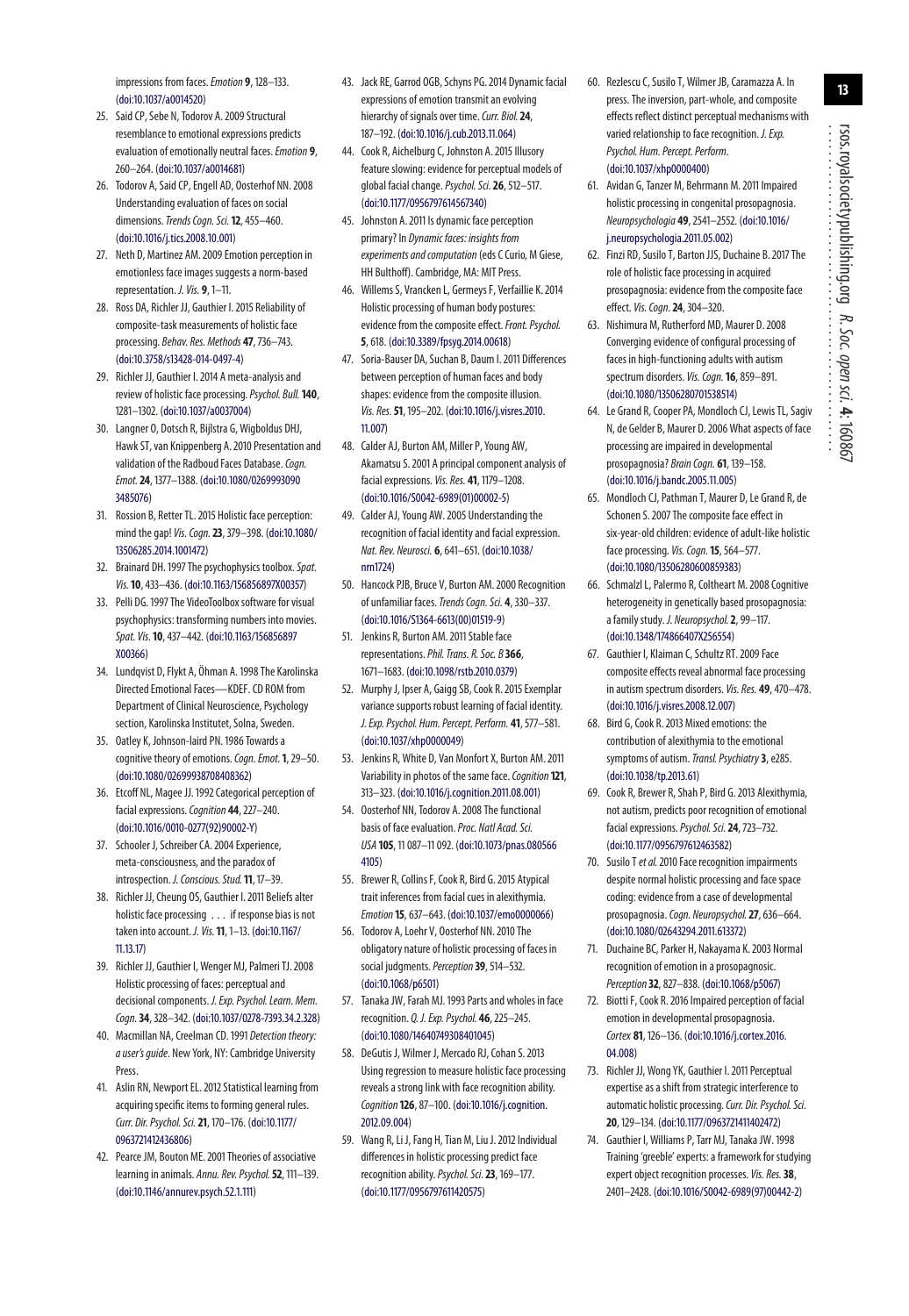impressions from faces. *Emotion* **9**, 128–133. (doi:10.1037/a0014520)

25. Said CP, Sebe N, Todorov A. 2009 Structural resemblance to emotional expressions predicts evaluation of emotionally neutral faces. *Emotion* **9**, 260–264. (doi:10.1037/a0014681)
26. Todorov A, Said CP, Engell AD, Oosterhof NN. 2008 Understanding evaluation of faces on social dimensions. *Trends Cogn. Sci.* **12**, 455–460. (doi:10.1016/j.tics.2008.10.001)
27. Neth D, Martinez AM. 2009 Emotion perception in emotionless face images suggests a norm-based representation. *J. Vis.* **9**, 1–11.
28. Ross DA, Richler JJ, Gauthier I. 2015 Reliability of composite-task measurements of holistic face processing. *Behav. Res. Methods* **47**, 736–743. (doi:10.3758/s13428-014-0497-4)
29. Richler JJ, Gauthier I. 2014 A meta-analysis and review of holistic face processing. *Psychol. Bull.* **140**, 1281–1302. (doi:10.1037/a0037004)
30. Langner O, Dotsch R, Bijlstra G, Wigboldus DHJ, Hawk ST, van Knippenberg A. 2010 Presentation and validation of the Radboud Faces Database. *Cogn. Emot.* **24**, 1377–1388. (doi:10.1080/02699930903485076)
31. Rossion B, Retter TL. 2015 Holistic face perception: mind the gap! *Vis. Cogn.* **23**, 379–398. (doi:10.1080/13506285.2014.1001472)
32. Brainard DH. 1997 The psychophysics toolbox. *Spat. Vis.* **10**, 433–436. (doi:10.1163/156856897X00357)
33. Pelli DG. 1997 The VideoToolbox software for visual psychophysics: transforming numbers into movies. *Spat. Vis.* **10**, 437–442. (doi:10.1163/156856897X00366)
34. Lundqvist D, Flykt A, Öhman A. 1998 The Karolinska Directed Emotional Faces—KDEF. CD ROM from Department of Clinical Neuroscience, Psychology section, Karolinska Institutet, Solna, Sweden.
35. Oatley K, Johnson-laird PN. 1986 Towards a cognitive theory of emotions. *Cogn. Emot.* **1**, 29–50. (doi:10.1080/02699938708408362)
36. Etcoff NL, Magee JJ. 1992 Categorical perception of facial expressions. *Cognition* **44**, 227–240. (doi:10.1016/0010-0277(92)90002-Y)
37. Schooler J, Schreiber CA. 2004 Experience, meta-consciousness, and the paradox of introspection. *J. Conscious. Stud.* **11**, 17–39.
38. Richler JJ, Cheung OS, Gauthier I. 2011 Beliefs alter holistic face processing . . . if response bias is not taken into account. *J. Vis.* **11**, 1–13. (doi:10.1167/11.13.17)
39. Richler JJ, Gauthier I, Wenger MJ, Palmeri TJ. 2008 Holistic processing of faces: perceptual and decisional components. *J. Exp. Psychol. Learn. Mem. Cogn.* **34**, 328–342. (doi:10.1037/0278-7393.34.2.328)
40. Macmillan NA, Creelman CD. 1991 *Detection theory: a user's guide*. New York, NY: Cambridge University Press.
41. Aslin RN, Newport EL. 2012 Statistical learning from acquiring specific items to forming general rules. *Curr. Dir. Psychol. Sci.* **21**, 170–176. (doi:10.1177/0963721412436806)
42. Pearce JM, Bouton ME. 2001 Theories of associative learning in animals. *Annu. Rev. Psychol.* **52**, 111–139. (doi:10.1146/annurev.psych.52.1.111)
43. Jack RE, Garrod OGB, Schyns PG. 2014 Dynamic facial expressions of emotion transmit an evolving hierarchy of signals over time. *Curr. Biol.* **24**, 187–192. (doi:10.1016/j.cub.2013.11.064)
44. Cook R, Aichelburg C, Johnston A. 2015 Illusory feature slowing: evidence for perceptual models of global facial change. *Psychol. Sci.* **26**, 512–517. (doi:10.1177/0956797614567340)
45. Johnston A. 2011 Is dynamic face perception primary? In *Dynamic faces: insights from experiments and computation* (eds C Curio, M Giese, HH Bulthoff). Cambridge, MA: MIT Press.
46. Willems S, Vrancken L, Germeys F, Verfaillie K. 2014 Holistic processing of human body postures: evidence from the composite effect. *Front. Psychol.* **5**, 618. (doi:10.3389/fpsyg.2014.00618)
47. Soria-Bauser DA, Suchan B, Daum I. 2011 Differences between perception of human faces and body shapes: evidence from the composite illusion. *Vis. Res.* **51**, 195–202. (doi:10.1016/j.visres.2010.11.007)
48. Calder AJ, Burton AM, Miller P, Young AW, Akamatsu S. 2001 A principal component analysis of facial expressions. *Vis. Res.* **41**, 1179–1208. (doi:10.1016/S0042-6989(01)00002-5)
49. Calder AJ, Young AW. 2005 Understanding the recognition of facial identity and facial expression. *Nat. Rev. Neurosci.* **6**, 641–651. (doi:10.1038/nrn1724)
50. Hancock PJB, Bruce V, Burton AM. 2000 Recognition of unfamiliar faces. *Trends Cogn. Sci.* **4**, 330–337. (doi:10.1016/S1364-6613(00)01519-9)
51. Jenkins R, Burton AM. 2011 Stable face representations. *Phil. Trans. R. Soc. B* **366**, 1671–1683. (doi:10.1098/rstb.2010.0379)
52. Murphy J, Ipser A, Gaigg SB, Cook R. 2015 Exemplar variance supports robust learning of facial identity. *J. Exp. Psychol. Hum. Percept. Perform.* **41**, 577–581. (doi:10.1037/xhp0000049)
53. Jenkins R, White D, Van Monfort X, Burton AM. 2011 Variability in photos of the same face. *Cognition* **121**, 313–323. (doi:10.1016/j.cognition.2011.08.001)
54. Oosterhof NN, Todorov A. 2008 The functional basis of face evaluation. *Proc. Natl Acad. Sci. USA* **105**, 11 087–11 092. (doi:10.1073/pnas.0805664105)
55. Brewer R, Collins F, Cook R, Bird G. 2015 Atypical trait inferences from facial cues in alexithymia. *Emotion* **15**, 637–643. (doi:10.1037/emo0000066)
56. Todorov A, Loehr V, Oosterhof NN. 2010 The obligatory nature of holistic processing of faces in social judgments. *Perception* **39**, 514–532. (doi:10.1068/p6501)
57. Tanaka JW, Farah MJ. 1993 Parts and wholes in face recognition. *Q. J. Exp. Psychol.* **46**, 225–245. (doi:10.1080/14640749308401045)
58. DeGutis J, Wilmer J, Mercado RJ, Cohan S. 2013 Using regression to measure holistic face processing reveals a strong link with face recognition ability. *Cognition* **126**, 87–100. (doi:10.1016/j.cognition.2012.09.004)
59. Wang R, Li J, Fang H, Tian M, Liu J. 2012 Individual differences in holistic processing predict face recognition ability. *Psychol. Sci.* **23**, 169–177. (doi:10.1177/0956797611420575)
60. Rezlescu C, Susilo T, Wilmer JB, Caramazza A. In press. The inversion, part-whole, and composite effects reflect distinct perceptual mechanisms with varied relationship to face recognition. *J. Exp. Psychol. Hum. Percept. Perform.* (doi:10.1037/xhp0000400)
61. Avidan G, Tanzer M, Behrmann M. 2011 Impaired holistic processing in congenital prosopagnosia. *Neuropsychologia* **49**, 2541–2552. (doi:10.1016/j.neuropsychologia.2011.05.002)
62. Finzi RD, Susilo T, Barton JJS, Duchaine B. 2017 The role of holistic face processing in acquired prosopagnosia: evidence from the composite face effect. *Vis. Cogn.* **24**, 304–320.
63. Nishimura M, Rutherford MD, Maurer D. 2008 Converging evidence of configural processing of faces in high-functioning adults with autism spectrum disorders. *Vis. Cogn.* **16**, 859–891. (doi:10.1080/13506280701538514)
64. Le Grand R, Cooper PA, Mondloch CJ, Lewis TL, Sagiv N, de Gelder B, Maurer D. 2006 What aspects of face processing are impaired in developmental prosopagnosia? *Brain Cogn.* **61**, 139–158. (doi:10.1016/j.bandc.2005.11.005)
65. Mondloch CJ, Pathman T, Maurer D, Le Grand R, de Schonen S. 2007 The composite face effect in six-year-old children: evidence of adult-like holistic face processing. *Vis. Cogn.* **15**, 564–577. (doi:10.1080/13506280600859383)
66. Schmalzl L, Palermo R, Coltheart M. 2008 Cognitive heterogeneity in genetically based prosopagnosia: a family study. *J. Neuropsychol.* **2**, 99–117. (doi:10.1348/174866407X256554)
67. Gauthier I, Klaiman C, Schultz RT. 2009 Face composite effects reveal abnormal face processing in autism spectrum disorders. *Vis. Res.* **49**, 470–478. (doi:10.1016/j.visres.2008.12.007)
68. Bird G, Cook R. 2013 Mixed emotions: the contribution of alexithymia to the emotional symptoms of autism. *Transl. Psychiatry* **3**, e285. (doi:10.1038/tp.2013.61)
69. Cook R, Brewer R, Shah P, Bird G. 2013 Alexithymia, not autism, predicts poor recognition of emotional facial expressions. *Psychol. Sci.* **24**, 723–732. (doi:10.1177/0956797612463582)
70. Susilo T *et al.* 2010 Face recognition impairments despite normal holistic processing and face space coding: evidence from a case of developmental prosopagnosia. *Cogn. Neuropsychol.* **27**, 636–664. (doi:10.1080/02643294.2011.613372)
71. Duchaine BC, Parker H, Nakayama K. 2003 Normal recognition of emotion in a prosopagnosic. *Perception* **32**, 827–838. (doi:10.1068/p5067)
72. Biotti F, Cook R. 2016 Impaired perception of facial emotion in developmental prosopagnosia. *Cortex* **81**, 126–136. (doi:10.1016/j.cortex.2016.04.008)
73. Richler JJ, Wong YK, Gauthier I. 2011 Perceptual expertise as a shift from strategic interference to automatic holistic processing. *Curr. Dir. Psychol. Sci.* **20**, 129–134. (doi:10.1177/0963721411402472)
74. Gauthier I, Williams P, Tarr MJ, Tanaka JW. 1998 Training 'greeble' experts: a framework for studying expert object recognition processes. *Vis. Res.* **38**, 2401–2428. (doi:10.1016/S0042-6989(97)00442-2)